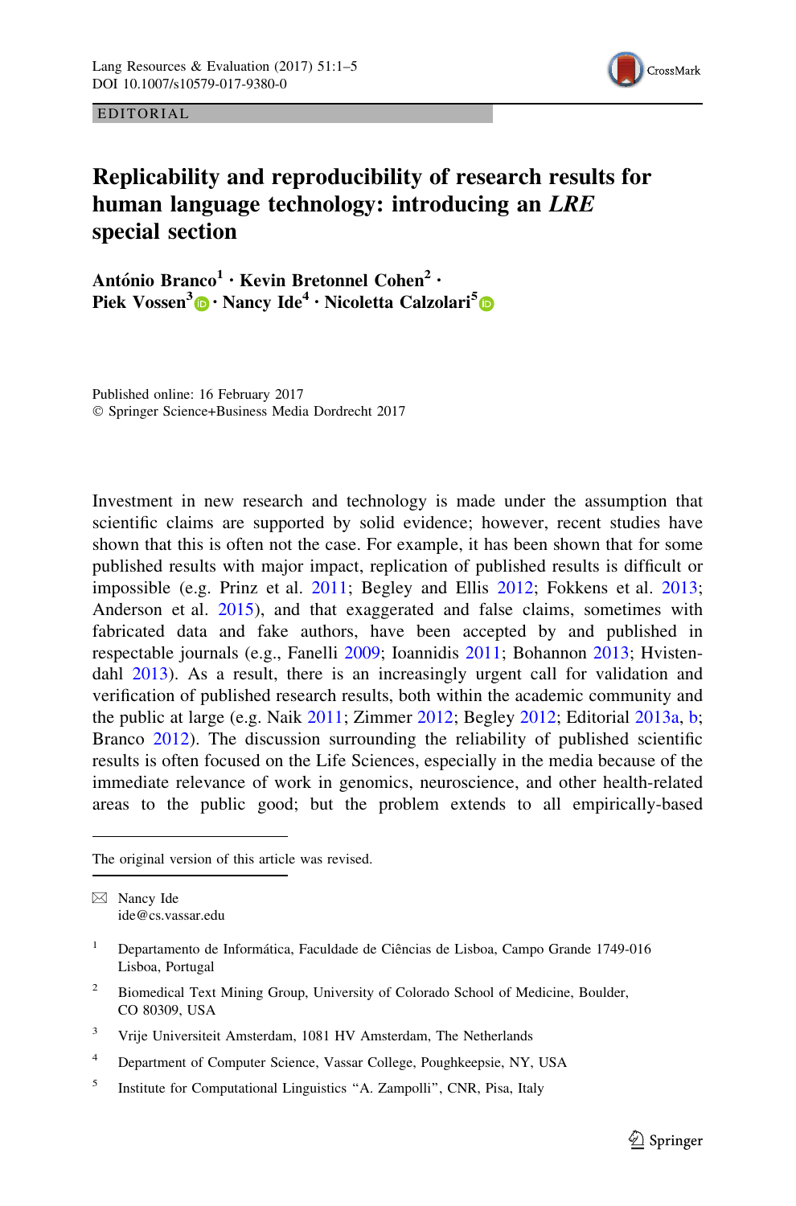EDITORIAL

# Replicability and reproducibility of research results for human language technology: introducing an *LRE* special section

**António Branco[1] · Kevin Bretonnel Cohen[2] · Piek Vossen[3] · Nancy Ide[4] · Nicoletta Calzolari[5]**

Published online: 16 February 2017
© Springer Science+Business Media Dordrecht 2017

Investment in new research and technology is made under the assumption that scientific claims are supported by solid evidence; however, recent studies have shown that this is often not the case. For example, it has been shown that for some published results with major impact, replication of published results is difficult or impossible (e.g. Prinz et al. 2011; Begley and Ellis 2012; Fokkens et al. 2013; Anderson et al. 2015), and that exaggerated and false claims, sometimes with fabricated data and fake authors, have been accepted by and published in respectable journals (e.g., Fanelli 2009; Ioannidis 2011; Bohannon 2013; Hvistendahl 2013). As a result, there is an increasingly urgent call for validation and verification of published research results, both within the academic community and the public at large (e.g. Naik 2011; Zimmer 2012; Begley 2012; Editorial 2013a, b; Branco 2012). The discussion surrounding the reliability of published scientific results is often focused on the Life Sciences, especially in the media because of the immediate relevance of work in genomics, neuroscience, and other health-related areas to the public good; but the problem extends to all empirically-based

---

The original version of this article was revised.

✉ Nancy Ide
ide@cs.vassar.edu

[1] Departamento de Informática, Faculdade de Ciências de Lisboa, Campo Grande 1749-016 Lisboa, Portugal

[2] Biomedical Text Mining Group, University of Colorado School of Medicine, Boulder, CO 80309, USA

[3] Vrije Universiteit Amsterdam, 1081 HV Amsterdam, The Netherlands

[4] Department of Computer Science, Vassar College, Poughkeepsie, NY, USA

[5] Institute for Computational Linguistics "A. Zampolli", CNR, Pisa, Italy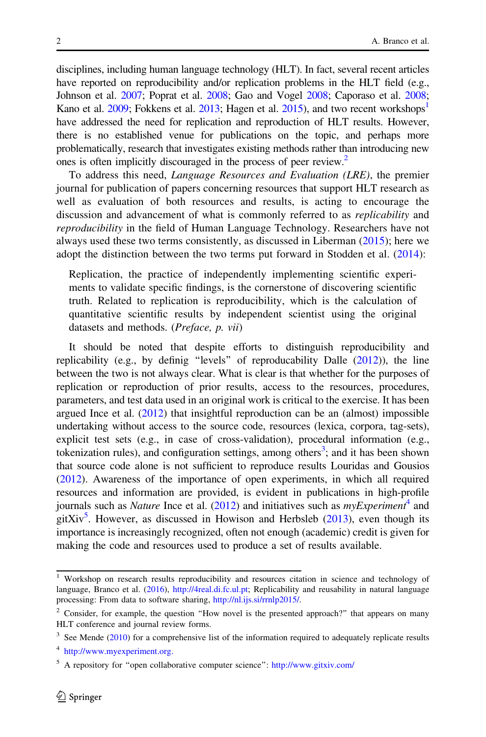disciplines, including human language technology (HLT). In fact, several recent articles have reported on reproducibility and/or replication problems in the HLT field (e.g., Johnson et al. 2007; Poprat et al. 2008; Gao and Vogel 2008; Caporaso et al. 2008; Kano et al. 2009; Fokkens et al. 2013; Hagen et al. 2015), and two recent workshops[1] have addressed the need for replication and reproduction of HLT results. However, there is no established venue for publications on the topic, and perhaps more problematically, research that investigates existing methods rather than introducing new ones is often implicitly discouraged in the process of peer review.[2]

To address this need, *Language Resources and Evaluation (LRE)*, the premier journal for publication of papers concerning resources that support HLT research as well as evaluation of both resources and results, is acting to encourage the discussion and advancement of what is commonly referred to as *replicability* and *reproducibility* in the field of Human Language Technology. Researchers have not always used these two terms consistently, as discussed in Liberman (2015); here we adopt the distinction between the two terms put forward in Stodden et al. (2014):

> Replication, the practice of independently implementing scientific experiments to validate specific findings, is the cornerstone of discovering scientific truth. Related to replication is reproducibility, which is the calculation of quantitative scientific results by independent scientist using the original datasets and methods. (*Preface, p. vii*)

It should be noted that despite efforts to distinguish reproducibility and replicability (e.g., by definig "levels" of reproducability Dalle (2012)), the line between the two is not always clear. What is clear is that whether for the purposes of replication or reproduction of prior results, access to the resources, procedures, parameters, and test data used in an original work is critical to the exercise. It has been argued Ince et al. (2012) that insightful reproduction can be an (almost) impossible undertaking without access to the source code, resources (lexica, corpora, tag-sets), explicit test sets (e.g., in case of cross-validation), procedural information (e.g., tokenization rules), and configuration settings, among others[3]; and it has been shown that source code alone is not sufficient to reproduce results Louridas and Gousios (2012). Awareness of the importance of open experiments, in which all required resources and information are provided, is evident in publications in high-profile journals such as *Nature* Ince et al. (2012) and initiatives such as *myExperiment*[4] and gitXiv[5]. However, as discussed in Howison and Herbsleb (2013), even though its importance is increasingly recognized, often not enough (academic) credit is given for making the code and resources used to produce a set of results available.

---

[1] Workshop on research results reproducibility and resources citation in science and technology of language, Branco et al. (2016), http://4real.di.fc.ul.pt; Replicability and reusability in natural language processing: From data to software sharing, http://nl.ijs.si/rrnlp2015/.

[2] Consider, for example, the question "How novel is the presented approach?" that appears on many HLT conference and journal review forms.

[3] See Mende (2010) for a comprehensive list of the information required to adequately replicate results

[4] http://www.myexperiment.org.

[5] A repository for "open collaborative computer science": http://www.gitxiv.com/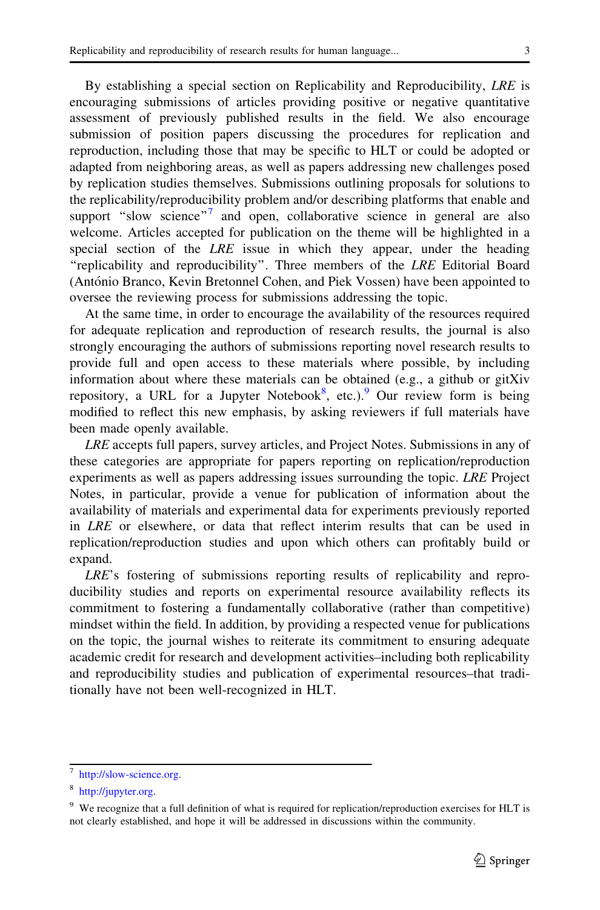By establishing a special section on Replicability and Reproducibility, *LRE* is encouraging submissions of articles providing positive or negative quantitative assessment of previously published results in the field. We also encourage submission of position papers discussing the procedures for replication and reproduction, including those that may be specific to HLT or could be adopted or adapted from neighboring areas, as well as papers addressing new challenges posed by replication studies themselves. Submissions outlining proposals for solutions to the replicability/reproducibility problem and/or describing platforms that enable and support "slow science"[7] and open, collaborative science in general are also welcome. Articles accepted for publication on the theme will be highlighted in a special section of the *LRE* issue in which they appear, under the heading "replicability and reproducibility". Three members of the *LRE* Editorial Board (António Branco, Kevin Bretonnel Cohen, and Piek Vossen) have been appointed to oversee the reviewing process for submissions addressing the topic.

At the same time, in order to encourage the availability of the resources required for adequate replication and reproduction of research results, the journal is also strongly encouraging the authors of submissions reporting novel research results to provide full and open access to these materials where possible, by including information about where these materials can be obtained (e.g., a github or gitXiv repository, a URL for a Jupyter Notebook[8], etc.).[9] Our review form is being modified to reflect this new emphasis, by asking reviewers if full materials have been made openly available.

*LRE* accepts full papers, survey articles, and Project Notes. Submissions in any of these categories are appropriate for papers reporting on replication/reproduction experiments as well as papers addressing issues surrounding the topic. *LRE* Project Notes, in particular, provide a venue for publication of information about the availability of materials and experimental data for experiments previously reported in *LRE* or elsewhere, or data that reflect interim results that can be used in replication/reproduction studies and upon which others can profitably build or expand.

*LRE*'s fostering of submissions reporting results of replicability and reproducibility studies and reports on experimental resource availability reflects its commitment to fostering a fundamentally collaborative (rather than competitive) mindset within the field. In addition, by providing a respected venue for publications on the topic, the journal wishes to reiterate its commitment to ensuring adequate academic credit for research and development activities–including both replicability and reproducibility studies and publication of experimental resources–that traditionally have not been well-recognized in HLT.

---

[7] http://slow-science.org.

[8] http://jupyter.org.

[9] We recognize that a full definition of what is required for replication/reproduction exercises for HLT is not clearly established, and hope it will be addressed in discussions within the community.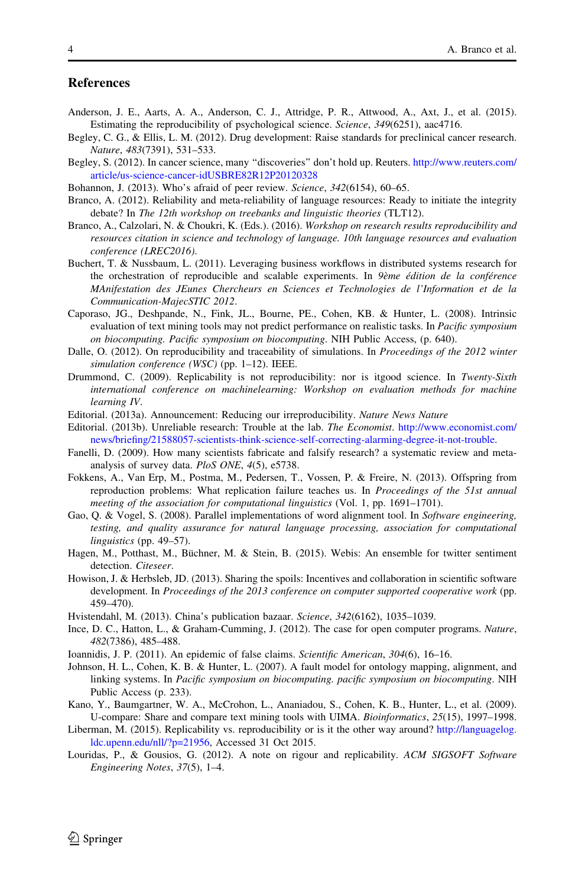## References

Anderson, J. E., Aarts, A. A., Anderson, C. J., Attridge, P. R., Attwood, A., Axt, J., et al. (2015). Estimating the reproducibility of psychological science. *Science*, *349*(6251), aac4716.

Begley, C. G., & Ellis, L. M. (2012). Drug development: Raise standards for preclinical cancer research. *Nature*, *483*(7391), 531–533.

Begley, S. (2012). In cancer science, many "discoveries" don't hold up. Reuters. http://www.reuters.com/article/us-science-cancer-idUSBRE82R12P20120328

Bohannon, J. (2013). Who's afraid of peer review. *Science*, *342*(6154), 60–65.

Branco, A. (2012). Reliability and meta-reliability of language resources: Ready to initiate the integrity debate? In *The 12th workshop on treebanks and linguistic theories* (TLT12).

Branco, A., Calzolari, N. & Choukri, K. (Eds.). (2016). *Workshop on research results reproducibility and resources citation in science and technology of language. 10th language resources and evaluation conference (LREC2016)*.

Buchert, T. & Nussbaum, L. (2011). Leveraging business workflows in distributed systems research for the orchestration of reproducible and scalable experiments. In *9ème édition de la conférence MAnifestation des JEunes Chercheurs en Sciences et Technologies de l'Information et de la Communication-MajecSTIC 2012*.

Caporaso, JG., Deshpande, N., Fink, JL., Bourne, PE., Cohen, KB. & Hunter, L. (2008). Intrinsic evaluation of text mining tools may not predict performance on realistic tasks. In *Pacific symposium on biocomputing. Pacific symposium on biocomputing*. NIH Public Access, (p. 640).

Dalle, O. (2012). On reproducibility and traceability of simulations. In *Proceedings of the 2012 winter simulation conference (WSC)* (pp. 1–12). IEEE.

Drummond, C. (2009). Replicability is not reproducibility: nor is itgood science. In *Twenty-Sixth international conference on machinelearning: Workshop on evaluation methods for machine learning IV*.

Editorial. (2013a). Announcement: Reducing our irreproducibility. *Nature News Nature*

Editorial. (2013b). Unreliable research: Trouble at the lab. *The Economist*. http://www.economist.com/news/briefing/21588057-scientists-think-science-self-correcting-alarming-degree-it-not-trouble.

Fanelli, D. (2009). How many scientists fabricate and falsify research? a systematic review and meta-analysis of survey data. *PloS ONE*, *4*(5), e5738.

Fokkens, A., Van Erp, M., Postma, M., Pedersen, T., Vossen, P. & Freire, N. (2013). Offspring from reproduction problems: What replication failure teaches us. In *Proceedings of the 51st annual meeting of the association for computational linguistics* (Vol. 1, pp. 1691–1701).

Gao, Q. & Vogel, S. (2008). Parallel implementations of word alignment tool. In *Software engineering, testing, and quality assurance for natural language processing, association for computational linguistics* (pp. 49–57).

Hagen, M., Potthast, M., Büchner, M. & Stein, B. (2015). Webis: An ensemble for twitter sentiment detection. *Citeseer*.

Howison, J. & Herbsleb, JD. (2013). Sharing the spoils: Incentives and collaboration in scientific software development. In *Proceedings of the 2013 conference on computer supported cooperative work* (pp. 459–470).

Hvistendahl, M. (2013). China's publication bazaar. *Science*, *342*(6162), 1035–1039.

Ince, D. C., Hatton, L., & Graham-Cumming, J. (2012). The case for open computer programs. *Nature*, *482*(7386), 485–488.

Ioannidis, J. P. (2011). An epidemic of false claims. *Scientific American*, *304*(6), 16–16.

Johnson, H. L., Cohen, K. B. & Hunter, L. (2007). A fault model for ontology mapping, alignment, and linking systems. In *Pacific symposium on biocomputing. pacific symposium on biocomputing*. NIH Public Access (p. 233).

Kano, Y., Baumgartner, W. A., McCrohon, L., Ananiadou, S., Cohen, K. B., Hunter, L., et al. (2009). U-compare: Share and compare text mining tools with UIMA. *Bioinformatics*, *25*(15), 1997–1998.

Liberman, M. (2015). Replicability vs. reproducibility or is it the other way around? http://languagelog.ldc.upenn.edu/nll/?p=21956, Accessed 31 Oct 2015.

Louridas, P., & Gousios, G. (2012). A note on rigour and replicability. *ACM SIGSOFT Software Engineering Notes*, *37*(5), 1–4.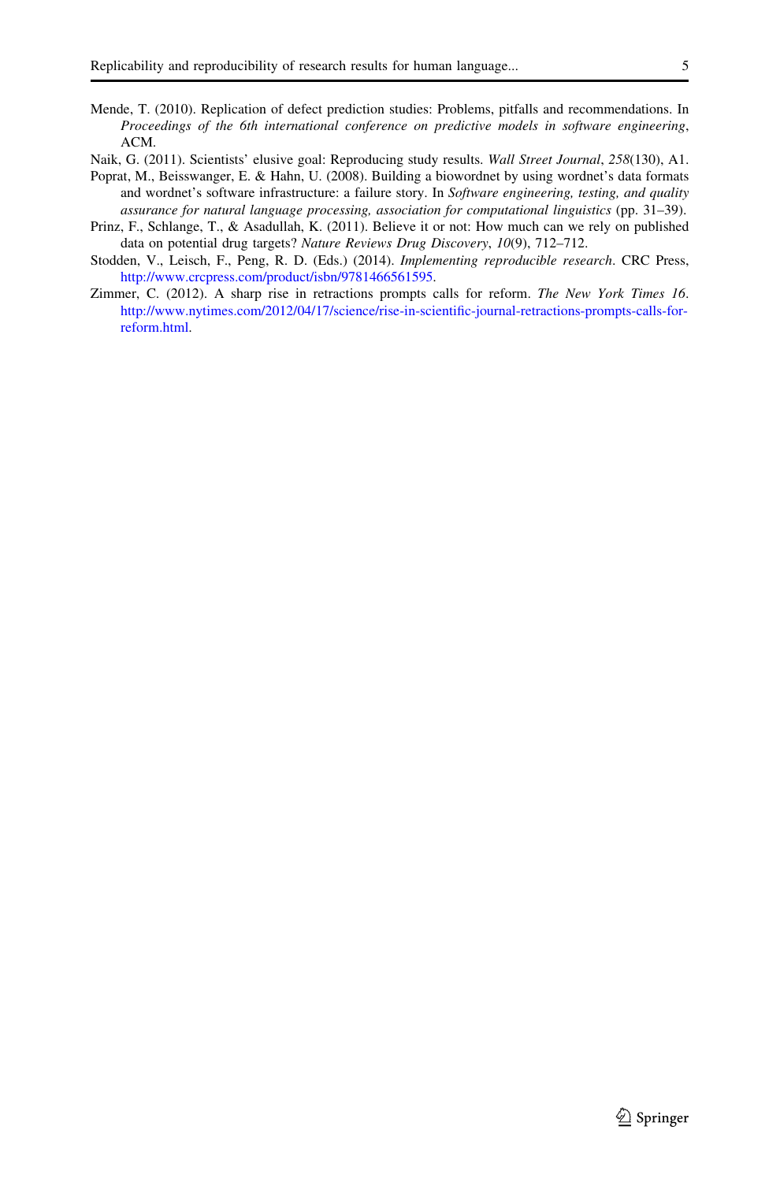Mende, T. (2010). Replication of defect prediction studies: Problems, pitfalls and recommendations. In *Proceedings of the 6th international conference on predictive models in software engineering*, ACM.

Naik, G. (2011). Scientists' elusive goal: Reproducing study results. *Wall Street Journal*, *258*(130), A1.

Poprat, M., Beisswanger, E. & Hahn, U. (2008). Building a biowordnet by using wordnet's data formats and wordnet's software infrastructure: a failure story. In *Software engineering, testing, and quality assurance for natural language processing, association for computational linguistics* (pp. 31–39).

Prinz, F., Schlange, T., & Asadullah, K. (2011). Believe it or not: How much can we rely on published data on potential drug targets? *Nature Reviews Drug Discovery*, *10*(9), 712–712.

Stodden, V., Leisch, F., Peng, R. D. (Eds.) (2014). *Implementing reproducible research*. CRC Press, http://www.crcpress.com/product/isbn/9781466561595.

Zimmer, C. (2012). A sharp rise in retractions prompts calls for reform. *The New York Times 16*. http://www.nytimes.com/2012/04/17/science/rise-in-scientific-journal-retractions-prompts-calls-for-reform.html.